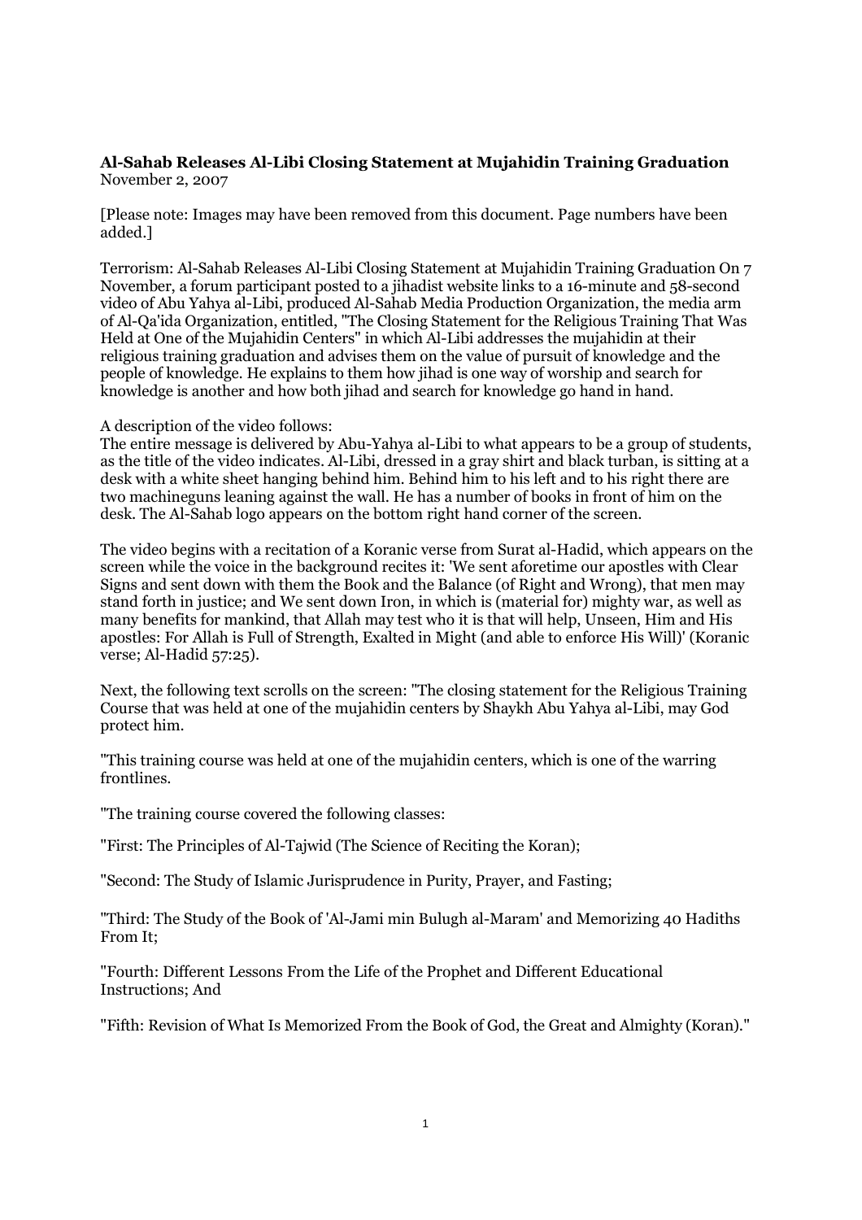**Al-Sahab Releases Al-Libi Closing Statement at Mujahidin Training Graduation**
November 2, 2007

[Please note: Images may have been removed from this document. Page numbers have been added.]

Terrorism: Al-Sahab Releases Al-Libi Closing Statement at Mujahidin Training Graduation On 7 November, a forum participant posted to a jihadist website links to a 16-minute and 58-second video of Abu Yahya al-Libi, produced Al-Sahab Media Production Organization, the media arm of Al-Qa'ida Organization, entitled, "The Closing Statement for the Religious Training That Was Held at One of the Mujahidin Centers" in which Al-Libi addresses the mujahidin at their religious training graduation and advises them on the value of pursuit of knowledge and the people of knowledge. He explains to them how jihad is one way of worship and search for knowledge is another and how both jihad and search for knowledge go hand in hand.

A description of the video follows:
The entire message is delivered by Abu-Yahya al-Libi to what appears to be a group of students, as the title of the video indicates. Al-Libi, dressed in a gray shirt and black turban, is sitting at a desk with a white sheet hanging behind him. Behind him to his left and to his right there are two machineguns leaning against the wall. He has a number of books in front of him on the desk. The Al-Sahab logo appears on the bottom right hand corner of the screen.

The video begins with a recitation of a Koranic verse from Surat al-Hadid, which appears on the screen while the voice in the background recites it: 'We sent aforetime our apostles with Clear Signs and sent down with them the Book and the Balance (of Right and Wrong), that men may stand forth in justice; and We sent down Iron, in which is (material for) mighty war, as well as many benefits for mankind, that Allah may test who it is that will help, Unseen, Him and His apostles: For Allah is Full of Strength, Exalted in Might (and able to enforce His Will)' (Koranic verse; Al-Hadid 57:25).

Next, the following text scrolls on the screen: "The closing statement for the Religious Training Course that was held at one of the mujahidin centers by Shaykh Abu Yahya al-Libi, may God protect him.

"This training course was held at one of the mujahidin centers, which is one of the warring frontlines.

"The training course covered the following classes:

"First: The Principles of Al-Tajwid (The Science of Reciting the Koran);

"Second: The Study of Islamic Jurisprudence in Purity, Prayer, and Fasting;

"Third: The Study of the Book of 'Al-Jami min Bulugh al-Maram' and Memorizing 40 Hadiths From It;

"Fourth: Different Lessons From the Life of the Prophet and Different Educational Instructions; And

"Fifth: Revision of What Is Memorized From the Book of God, the Great and Almighty (Koran)."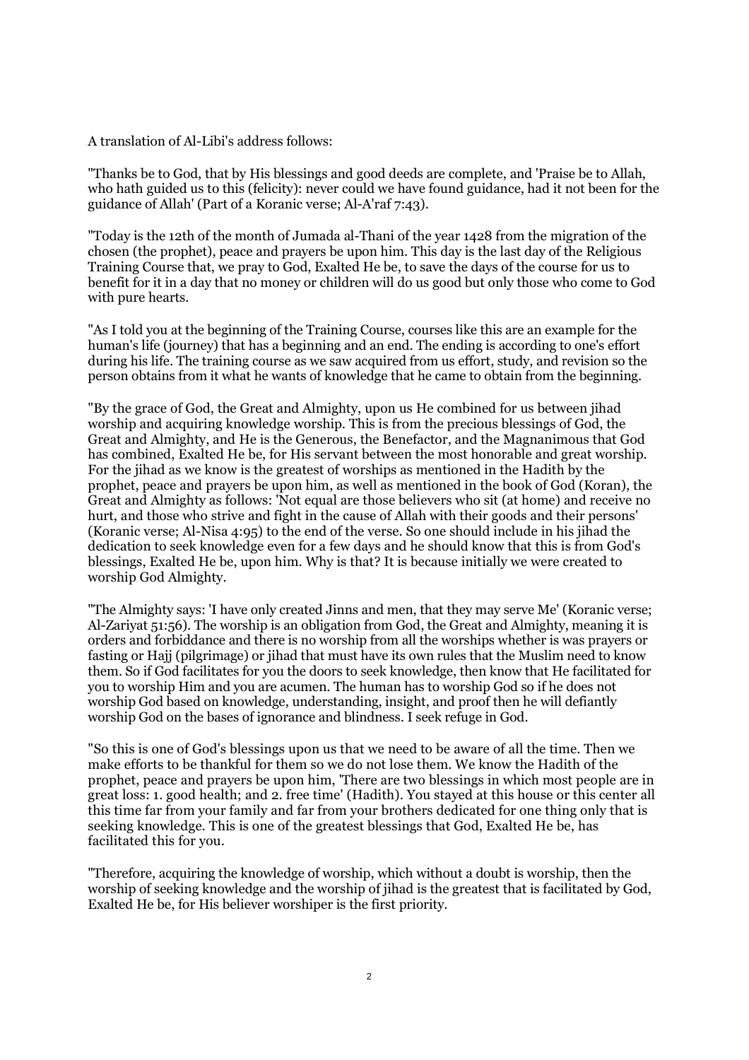A translation of Al-Libi's address follows:

"Thanks be to God, that by His blessings and good deeds are complete, and 'Praise be to Allah, who hath guided us to this (felicity): never could we have found guidance, had it not been for the guidance of Allah' (Part of a Koranic verse; Al-A'raf 7:43).

"Today is the 12th of the month of Jumada al-Thani of the year 1428 from the migration of the chosen (the prophet), peace and prayers be upon him. This day is the last day of the Religious Training Course that, we pray to God, Exalted He be, to save the days of the course for us to benefit for it in a day that no money or children will do us good but only those who come to God with pure hearts.

"As I told you at the beginning of the Training Course, courses like this are an example for the human's life (journey) that has a beginning and an end. The ending is according to one's effort during his life. The training course as we saw acquired from us effort, study, and revision so the person obtains from it what he wants of knowledge that he came to obtain from the beginning.

"By the grace of God, the Great and Almighty, upon us He combined for us between jihad worship and acquiring knowledge worship. This is from the precious blessings of God, the Great and Almighty, and He is the Generous, the Benefactor, and the Magnanimous that God has combined, Exalted He be, for His servant between the most honorable and great worship. For the jihad as we know is the greatest of worships as mentioned in the Hadith by the prophet, peace and prayers be upon him, as well as mentioned in the book of God (Koran), the Great and Almighty as follows: 'Not equal are those believers who sit (at home) and receive no hurt, and those who strive and fight in the cause of Allah with their goods and their persons' (Koranic verse; Al-Nisa 4:95) to the end of the verse. So one should include in his jihad the dedication to seek knowledge even for a few days and he should know that this is from God's blessings, Exalted He be, upon him. Why is that? It is because initially we were created to worship God Almighty.

"The Almighty says: 'I have only created Jinns and men, that they may serve Me' (Koranic verse; Al-Zariyat 51:56). The worship is an obligation from God, the Great and Almighty, meaning it is orders and forbiddance and there is no worship from all the worships whether is was prayers or fasting or Hajj (pilgrimage) or jihad that must have its own rules that the Muslim need to know them. So if God facilitates for you the doors to seek knowledge, then know that He facilitated for you to worship Him and you are acumen. The human has to worship God so if he does not worship God based on knowledge, understanding, insight, and proof then he will defiantly worship God on the bases of ignorance and blindness. I seek refuge in God.

"So this is one of God's blessings upon us that we need to be aware of all the time. Then we make efforts to be thankful for them so we do not lose them. We know the Hadith of the prophet, peace and prayers be upon him, 'There are two blessings in which most people are in great loss: 1. good health; and 2. free time' (Hadith). You stayed at this house or this center all this time far from your family and far from your brothers dedicated for one thing only that is seeking knowledge. This is one of the greatest blessings that God, Exalted He be, has facilitated this for you.

"Therefore, acquiring the knowledge of worship, which without a doubt is worship, then the worship of seeking knowledge and the worship of jihad is the greatest that is facilitated by God, Exalted He be, for His believer worshiper is the first priority.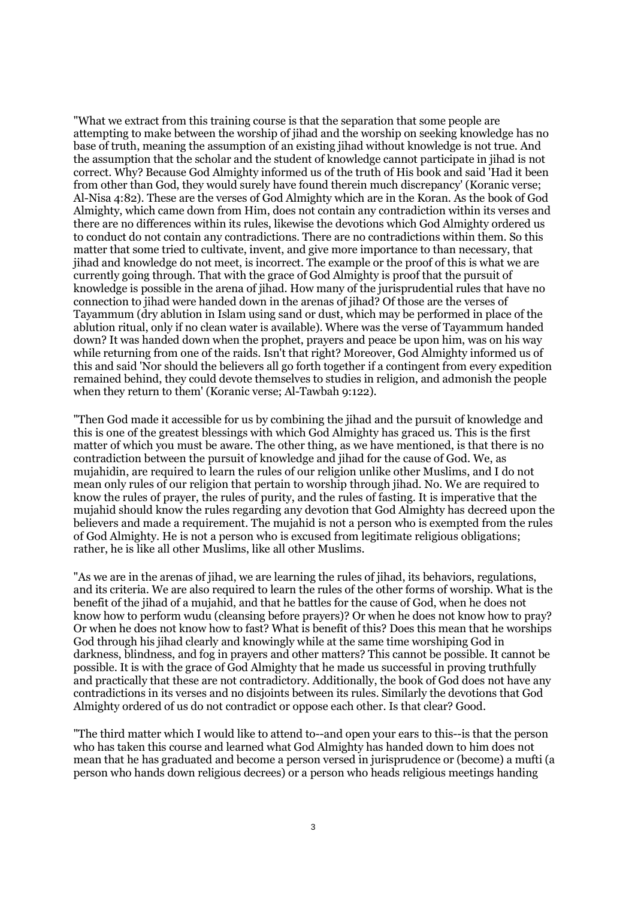"What we extract from this training course is that the separation that some people are attempting to make between the worship of jihad and the worship on seeking knowledge has no base of truth, meaning the assumption of an existing jihad without knowledge is not true. And the assumption that the scholar and the student of knowledge cannot participate in jihad is not correct. Why? Because God Almighty informed us of the truth of His book and said 'Had it been from other than God, they would surely have found therein much discrepancy' (Koranic verse; Al-Nisa 4:82). These are the verses of God Almighty which are in the Koran. As the book of God Almighty, which came down from Him, does not contain any contradiction within its verses and there are no differences within its rules, likewise the devotions which God Almighty ordered us to conduct do not contain any contradictions. There are no contradictions within them. So this matter that some tried to cultivate, invent, and give more importance to than necessary, that jihad and knowledge do not meet, is incorrect. The example or the proof of this is what we are currently going through. That with the grace of God Almighty is proof that the pursuit of knowledge is possible in the arena of jihad. How many of the jurisprudential rules that have no connection to jihad were handed down in the arenas of jihad? Of those are the verses of Tayammum (dry ablution in Islam using sand or dust, which may be performed in place of the ablution ritual, only if no clean water is available). Where was the verse of Tayammum handed down? It was handed down when the prophet, prayers and peace be upon him, was on his way while returning from one of the raids. Isn't that right? Moreover, God Almighty informed us of this and said 'Nor should the believers all go forth together if a contingent from every expedition remained behind, they could devote themselves to studies in religion, and admonish the people when they return to them' (Koranic verse; Al-Tawbah 9:122).

"Then God made it accessible for us by combining the jihad and the pursuit of knowledge and this is one of the greatest blessings with which God Almighty has graced us. This is the first matter of which you must be aware. The other thing, as we have mentioned, is that there is no contradiction between the pursuit of knowledge and jihad for the cause of God. We, as mujahidin, are required to learn the rules of our religion unlike other Muslims, and I do not mean only rules of our religion that pertain to worship through jihad. No. We are required to know the rules of prayer, the rules of purity, and the rules of fasting. It is imperative that the mujahid should know the rules regarding any devotion that God Almighty has decreed upon the believers and made a requirement. The mujahid is not a person who is exempted from the rules of God Almighty. He is not a person who is excused from legitimate religious obligations; rather, he is like all other Muslims, like all other Muslims.

"As we are in the arenas of jihad, we are learning the rules of jihad, its behaviors, regulations, and its criteria. We are also required to learn the rules of the other forms of worship. What is the benefit of the jihad of a mujahid, and that he battles for the cause of God, when he does not know how to perform wudu (cleansing before prayers)? Or when he does not know how to pray? Or when he does not know how to fast? What is benefit of this? Does this mean that he worships God through his jihad clearly and knowingly while at the same time worshiping God in darkness, blindness, and fog in prayers and other matters? This cannot be possible. It cannot be possible. It is with the grace of God Almighty that he made us successful in proving truthfully and practically that these are not contradictory. Additionally, the book of God does not have any contradictions in its verses and no disjoints between its rules. Similarly the devotions that God Almighty ordered of us do not contradict or oppose each other. Is that clear? Good.

"The third matter which I would like to attend to--and open your ears to this--is that the person who has taken this course and learned what God Almighty has handed down to him does not mean that he has graduated and become a person versed in jurisprudence or (become) a mufti (a person who hands down religious decrees) or a person who heads religious meetings handing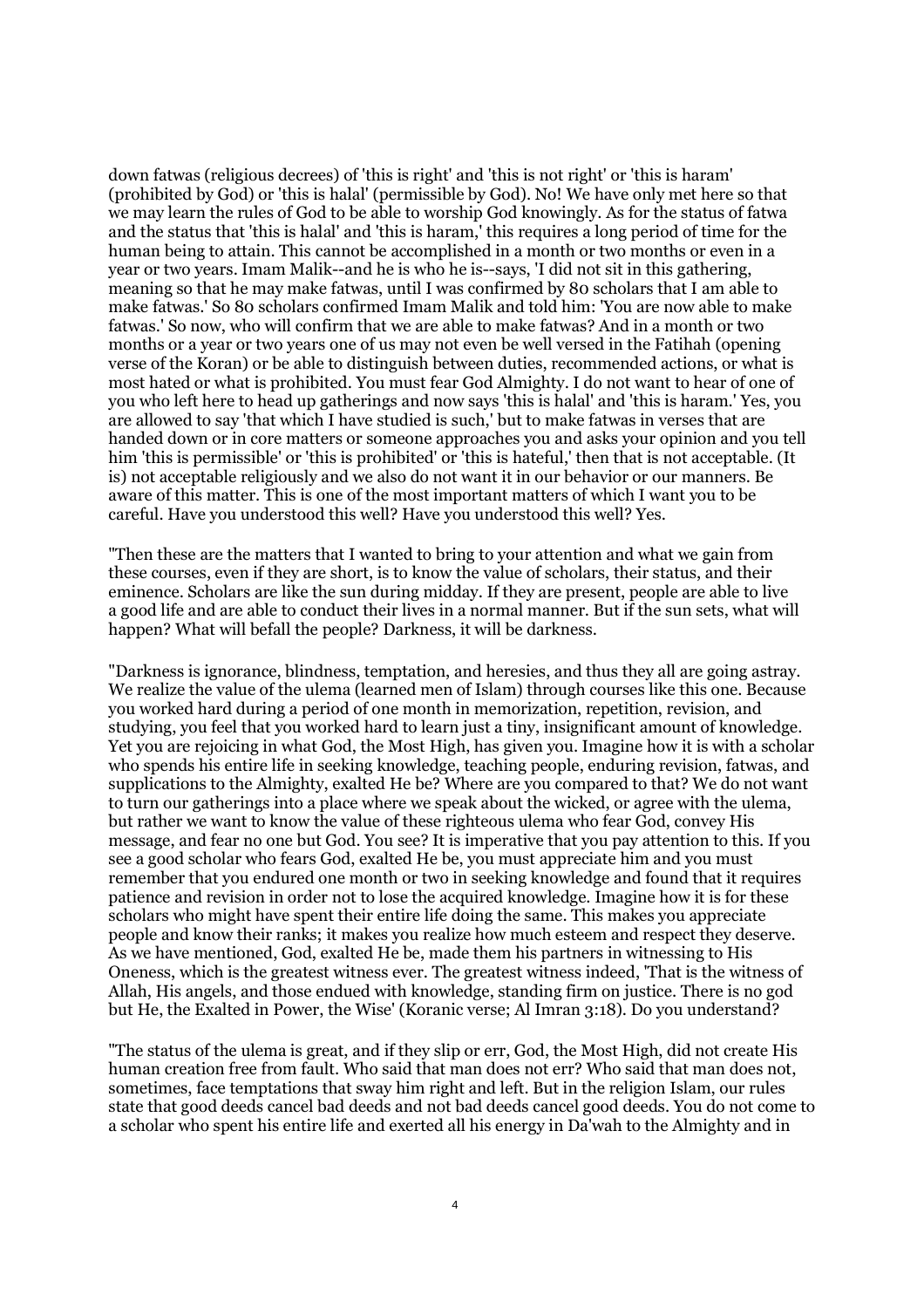down fatwas (religious decrees) of 'this is right' and 'this is not right' or 'this is haram' (prohibited by God) or 'this is halal' (permissible by God). No! We have only met here so that we may learn the rules of God to be able to worship God knowingly. As for the status of fatwa and the status that 'this is halal' and 'this is haram,' this requires a long period of time for the human being to attain. This cannot be accomplished in a month or two months or even in a year or two years. Imam Malik--and he is who he is--says, 'I did not sit in this gathering, meaning so that he may make fatwas, until I was confirmed by 80 scholars that I am able to make fatwas.' So 80 scholars confirmed Imam Malik and told him: 'You are now able to make fatwas.' So now, who will confirm that we are able to make fatwas? And in a month or two months or a year or two years one of us may not even be well versed in the Fatihah (opening verse of the Koran) or be able to distinguish between duties, recommended actions, or what is most hated or what is prohibited. You must fear God Almighty. I do not want to hear of one of you who left here to head up gatherings and now says 'this is halal' and 'this is haram.' Yes, you are allowed to say 'that which I have studied is such,' but to make fatwas in verses that are handed down or in core matters or someone approaches you and asks your opinion and you tell him 'this is permissible' or 'this is prohibited' or 'this is hateful,' then that is not acceptable. (It is) not acceptable religiously and we also do not want it in our behavior or our manners. Be aware of this matter. This is one of the most important matters of which I want you to be careful. Have you understood this well? Have you understood this well? Yes.

"Then these are the matters that I wanted to bring to your attention and what we gain from these courses, even if they are short, is to know the value of scholars, their status, and their eminence. Scholars are like the sun during midday. If they are present, people are able to live a good life and are able to conduct their lives in a normal manner. But if the sun sets, what will happen? What will befall the people? Darkness, it will be darkness.

"Darkness is ignorance, blindness, temptation, and heresies, and thus they all are going astray. We realize the value of the ulema (learned men of Islam) through courses like this one. Because you worked hard during a period of one month in memorization, repetition, revision, and studying, you feel that you worked hard to learn just a tiny, insignificant amount of knowledge. Yet you are rejoicing in what God, the Most High, has given you. Imagine how it is with a scholar who spends his entire life in seeking knowledge, teaching people, enduring revision, fatwas, and supplications to the Almighty, exalted He be? Where are you compared to that? We do not want to turn our gatherings into a place where we speak about the wicked, or agree with the ulema, but rather we want to know the value of these righteous ulema who fear God, convey His message, and fear no one but God. You see? It is imperative that you pay attention to this. If you see a good scholar who fears God, exalted He be, you must appreciate him and you must remember that you endured one month or two in seeking knowledge and found that it requires patience and revision in order not to lose the acquired knowledge. Imagine how it is for these scholars who might have spent their entire life doing the same. This makes you appreciate people and know their ranks; it makes you realize how much esteem and respect they deserve. As we have mentioned, God, exalted He be, made them his partners in witnessing to His Oneness, which is the greatest witness ever. The greatest witness indeed, 'That is the witness of Allah, His angels, and those endued with knowledge, standing firm on justice. There is no god but He, the Exalted in Power, the Wise' (Koranic verse; Al Imran 3:18). Do you understand?

"The status of the ulema is great, and if they slip or err, God, the Most High, did not create His human creation free from fault. Who said that man does not err? Who said that man does not, sometimes, face temptations that sway him right and left. But in the religion Islam, our rules state that good deeds cancel bad deeds and not bad deeds cancel good deeds. You do not come to a scholar who spent his entire life and exerted all his energy in Da'wah to the Almighty and in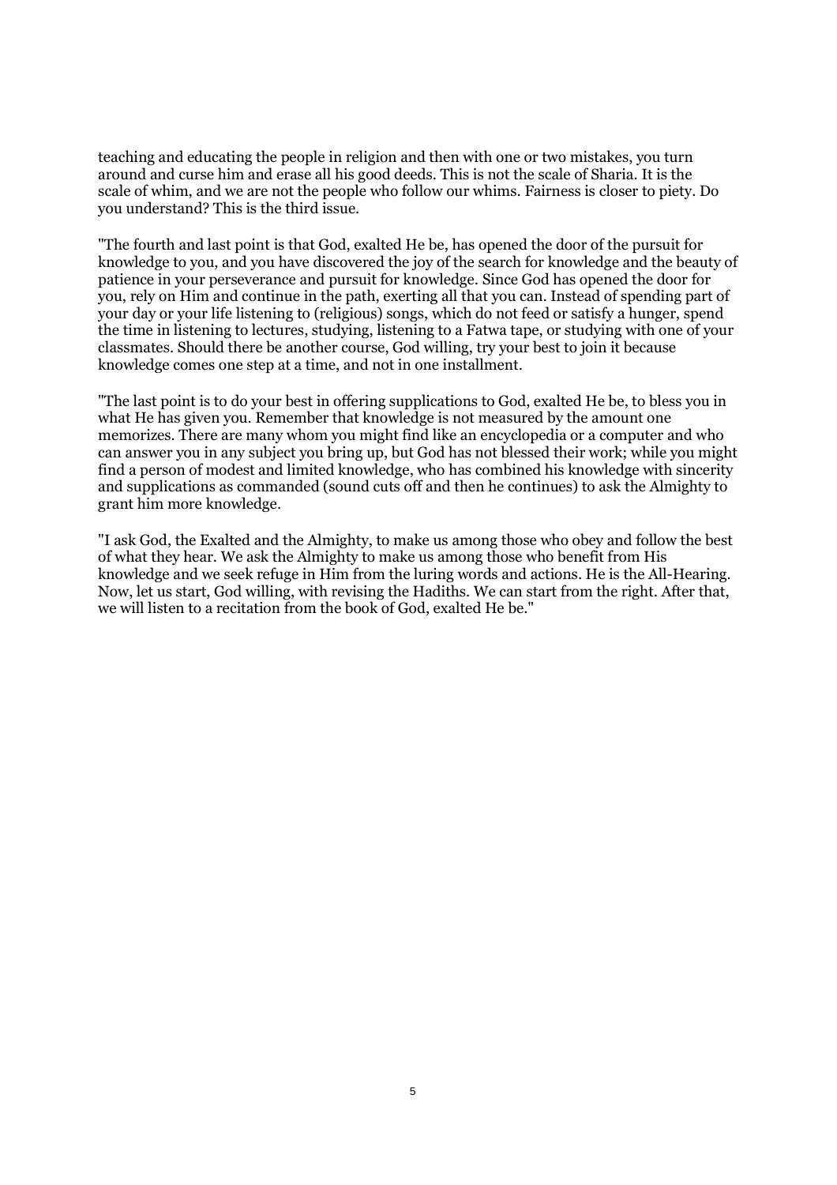teaching and educating the people in religion and then with one or two mistakes, you turn around and curse him and erase all his good deeds. This is not the scale of Sharia. It is the scale of whim, and we are not the people who follow our whims. Fairness is closer to piety. Do you understand? This is the third issue.

"The fourth and last point is that God, exalted He be, has opened the door of the pursuit for knowledge to you, and you have discovered the joy of the search for knowledge and the beauty of patience in your perseverance and pursuit for knowledge. Since God has opened the door for you, rely on Him and continue in the path, exerting all that you can. Instead of spending part of your day or your life listening to (religious) songs, which do not feed or satisfy a hunger, spend the time in listening to lectures, studying, listening to a Fatwa tape, or studying with one of your classmates. Should there be another course, God willing, try your best to join it because knowledge comes one step at a time, and not in one installment.

"The last point is to do your best in offering supplications to God, exalted He be, to bless you in what He has given you. Remember that knowledge is not measured by the amount one memorizes. There are many whom you might find like an encyclopedia or a computer and who can answer you in any subject you bring up, but God has not blessed their work; while you might find a person of modest and limited knowledge, who has combined his knowledge with sincerity and supplications as commanded (sound cuts off and then he continues) to ask the Almighty to grant him more knowledge.

"I ask God, the Exalted and the Almighty, to make us among those who obey and follow the best of what they hear. We ask the Almighty to make us among those who benefit from His knowledge and we seek refuge in Him from the luring words and actions. He is the All-Hearing. Now, let us start, God willing, with revising the Hadiths. We can start from the right. After that, we will listen to a recitation from the book of God, exalted He be."